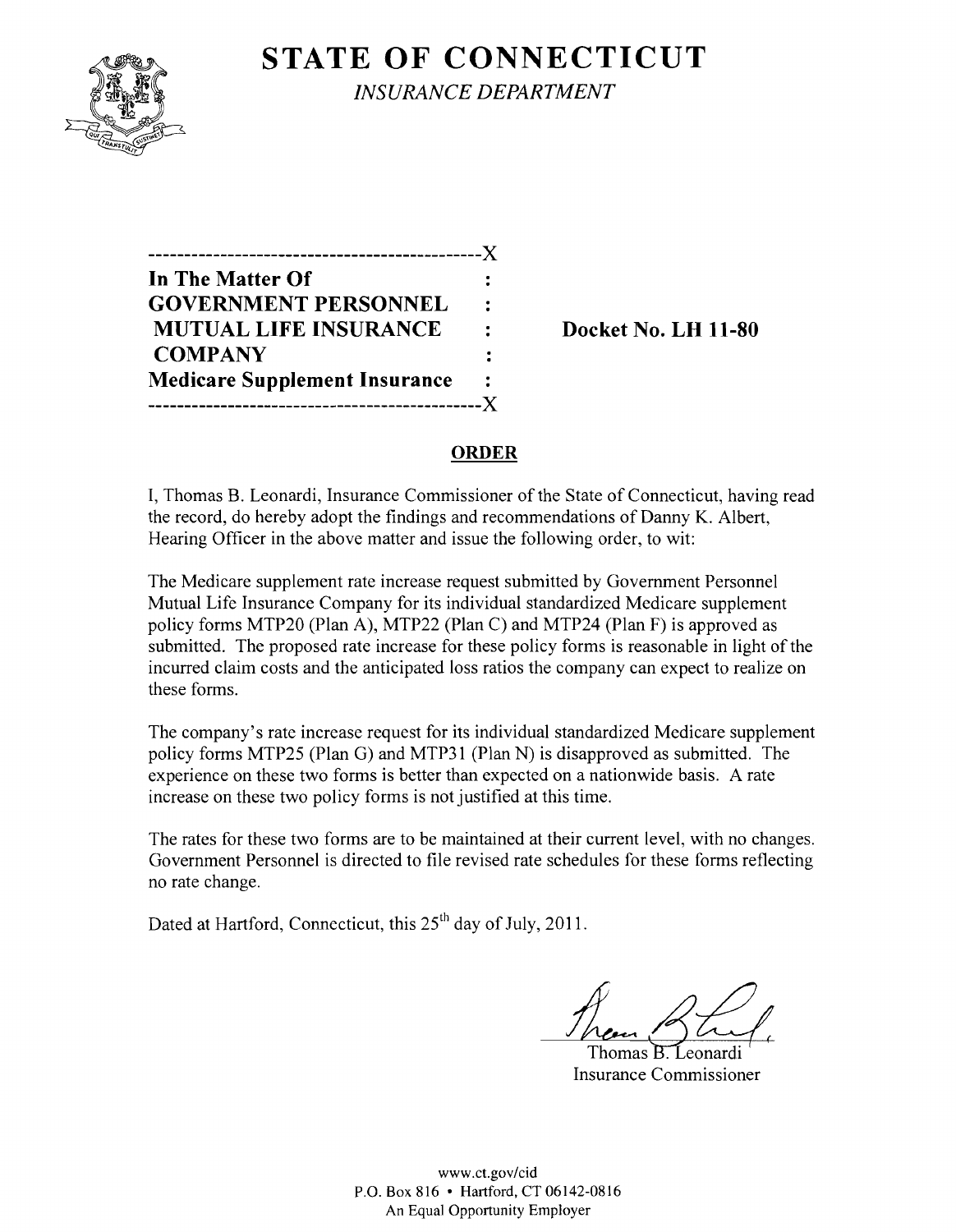# STATE OF CONNECTICUT

*INSURANCE DEPARTMENT*

```
----------------------------------------------X
In The Matter Of                              :
GOVERNMENT PERSONNEL                          :
 MUTUAL LIFE INSURANCE                        :     Docket No. LH 11-80
 COMPANY                                      :
Medicare Supplement Insurance                 :
----------------------------------------------X
```

## ORDER

I, Thomas B. Leonardi, Insurance Commissioner of the State of Connecticut, having read the record, do hereby adopt the findings and recommendations of Danny K. Albert, Hearing Officer in the above matter and issue the following order, to wit:

The Medicare supplement rate increase request submitted by Government Personnel Mutual Life Insurance Company for its individual standardized Medicare supplement policy forms MTP20 (Plan A), MTP22 (Plan C) and MTP24 (Plan F) is approved as submitted. The proposed rate increase for these policy forms is reasonable in light of the incurred claim costs and the anticipated loss ratios the company can expect to realize on these forms.

The company's rate increase request for its individual standardized Medicare supplement policy forms MTP25 (Plan G) and MTP31 (Plan N) is disapproved as submitted. The experience on these two forms is better than expected on a nationwide basis. A rate increase on these two policy forms is not justified at this time.

The rates for these two forms are to be maintained at their current level, with no changes. Government Personnel is directed to file revised rate schedules for these forms reflecting no rate change.

Dated at Hartford, Connecticut, this 25th day of July, 2011.

Thomas B. Leonardi
Insurance Commissioner

www.ct.gov/cid
P.O. Box 816 • Hartford, CT 06142-0816
An Equal Opportunity Employer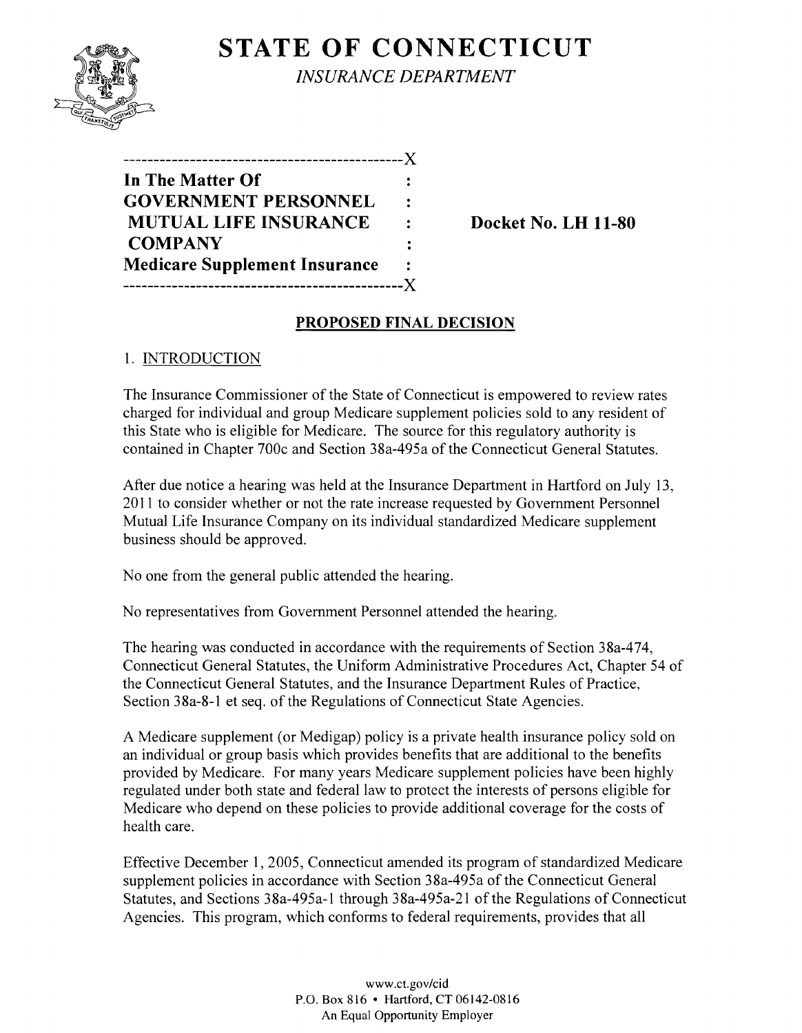# STATE OF CONNECTICUT

*INSURANCE DEPARTMENT*

```
----------------------------------------------X
In The Matter Of                              :
GOVERNMENT PERSONNEL                          :
 MUTUAL LIFE INSURANCE                        :     Docket No. LH 11-80
 COMPANY                                      :
Medicare Supplement Insurance                 :
----------------------------------------------X
```

## PROPOSED FINAL DECISION

### 1. INTRODUCTION

The Insurance Commissioner of the State of Connecticut is empowered to review rates charged for individual and group Medicare supplement policies sold to any resident of this State who is eligible for Medicare. The source for this regulatory authority is contained in Chapter 700c and Section 38a-495a of the Connecticut General Statutes.

After due notice a hearing was held at the Insurance Department in Hartford on July 13, 2011 to consider whether or not the rate increase requested by Government Personnel Mutual Life Insurance Company on its individual standardized Medicare supplement business should be approved.

No one from the general public attended the hearing.

No representatives from Government Personnel attended the hearing.

The hearing was conducted in accordance with the requirements of Section 38a-474, Connecticut General Statutes, the Uniform Administrative Procedures Act, Chapter 54 of the Connecticut General Statutes, and the Insurance Department Rules of Practice, Section 38a-8-1 et seq. of the Regulations of Connecticut State Agencies.

A Medicare supplement (or Medigap) policy is a private health insurance policy sold on an individual or group basis which provides benefits that are additional to the benefits provided by Medicare. For many years Medicare supplement policies have been highly regulated under both state and federal law to protect the interests of persons eligible for Medicare who depend on these policies to provide additional coverage for the costs of health care.

Effective December 1, 2005, Connecticut amended its program of standardized Medicare supplement policies in accordance with Section 38a-495a of the Connecticut General Statutes, and Sections 38a-495a-1 through 38a-495a-21 of the Regulations of Connecticut Agencies. This program, which conforms to federal requirements, provides that all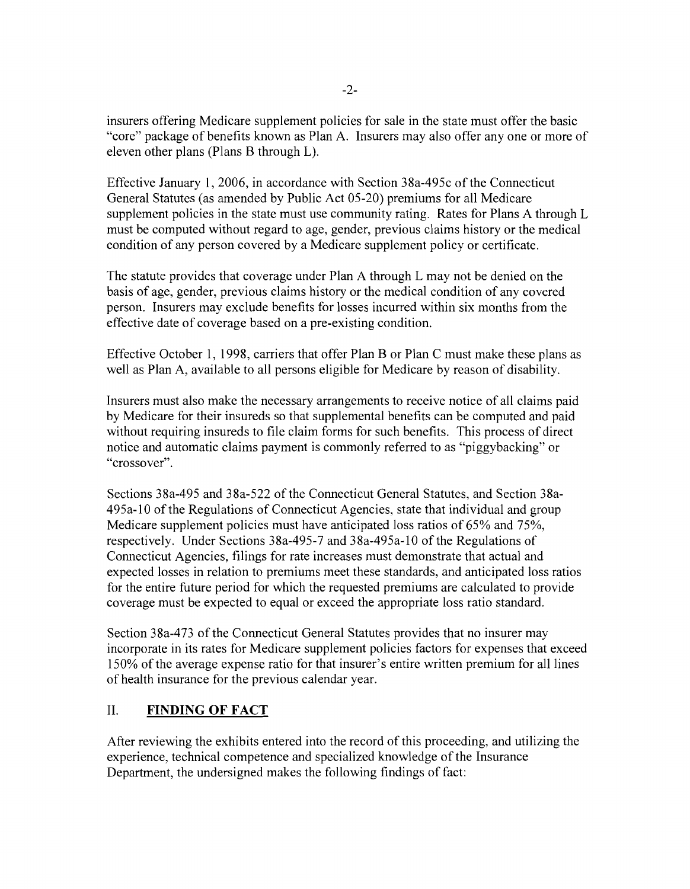insurers offering Medicare supplement policies for sale in the state must offer the basic "core" package of benefits known as Plan A. Insurers may also offer any one or more of eleven other plans (Plans B through L).

Effective January 1, 2006, in accordance with Section 38a-495c of the Connecticut General Statutes (as amended by Public Act 05-20) premiums for all Medicare supplement policies in the state must use community rating. Rates for Plans A through L must be computed without regard to age, gender, previous claims history or the medical condition of any person covered by a Medicare supplement policy or certificate.

The statute provides that coverage under Plan A through L may not be denied on the basis of age, gender, previous claims history or the medical condition of any covered person. Insurers may exclude benefits for losses incurred within six months from the effective date of coverage based on a pre-existing condition.

Effective October 1, 1998, carriers that offer Plan B or Plan C must make these plans as well as Plan A, available to all persons eligible for Medicare by reason of disability.

Insurers must also make the necessary arrangements to receive notice of all claims paid by Medicare for their insureds so that supplemental benefits can be computed and paid without requiring insureds to file claim forms for such benefits. This process of direct notice and automatic claims payment is commonly referred to as "piggybacking" or "crossover".

Sections 38a-495 and 38a-522 of the Connecticut General Statutes, and Section 38a-495a-10 of the Regulations of Connecticut Agencies, state that individual and group Medicare supplement policies must have anticipated loss ratios of 65% and 75%, respectively. Under Sections 38a-495-7 and 38a-495a-10 of the Regulations of Connecticut Agencies, filings for rate increases must demonstrate that actual and expected losses in relation to premiums meet these standards, and anticipated loss ratios for the entire future period for which the requested premiums are calculated to provide coverage must be expected to equal or exceed the appropriate loss ratio standard.

Section 38a-473 of the Connecticut General Statutes provides that no insurer may incorporate in its rates for Medicare supplement policies factors for expenses that exceed 150% of the average expense ratio for that insurer's entire written premium for all lines of health insurance for the previous calendar year.

## II. FINDING OF FACT

After reviewing the exhibits entered into the record of this proceeding, and utilizing the experience, technical competence and specialized knowledge of the Insurance Department, the undersigned makes the following findings of fact: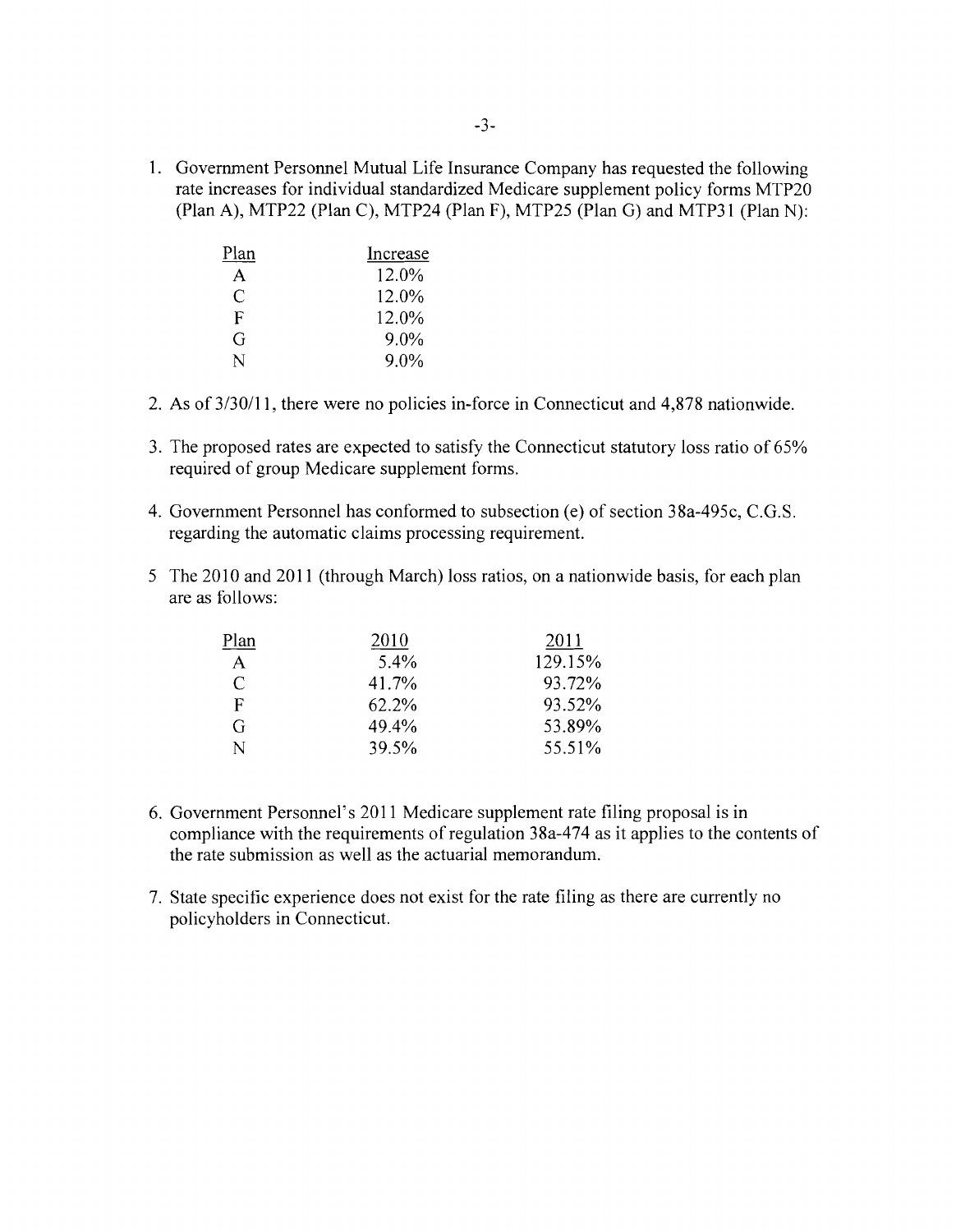1. Government Personnel Mutual Life Insurance Company has requested the following rate increases for individual standardized Medicare supplement policy forms MTP20 (Plan A), MTP22 (Plan C), MTP24 (Plan F), MTP25 (Plan G) and MTP31 (Plan N):

| Plan | Increase |
|---|---|
| A | 12.0% |
| C | 12.0% |
| F | 12.0% |
| G | 9.0% |
| N | 9.0% |

2. As of 3/30/11, there were no policies in-force in Connecticut and 4,878 nationwide.

3. The proposed rates are expected to satisfy the Connecticut statutory loss ratio of 65% required of group Medicare supplement forms.

4. Government Personnel has conformed to subsection (e) of section 38a-495c, C.G.S. regarding the automatic claims processing requirement.

5 The 2010 and 2011 (through March) loss ratios, on a nationwide basis, for each plan are as follows:

| Plan | 2010 | 2011 |
|---|---|---|
| A | 5.4% | 129.15% |
| C | 41.7% | 93.72% |
| F | 62.2% | 93.52% |
| G | 49.4% | 53.89% |
| N | 39.5% | 55.51% |

6. Government Personnel's 2011 Medicare supplement rate filing proposal is in compliance with the requirements of regulation 38a-474 as it applies to the contents of the rate submission as well as the actuarial memorandum.

7. State specific experience does not exist for the rate filing as there are currently no policyholders in Connecticut.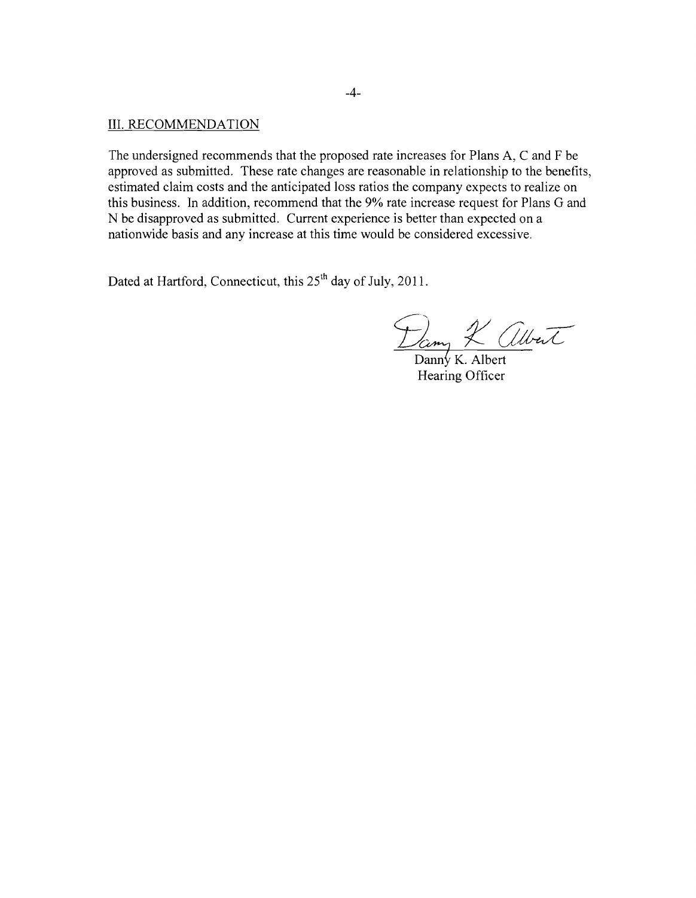## III. RECOMMENDATION

The undersigned recommends that the proposed rate increases for Plans A, C and F be approved as submitted. These rate changes are reasonable in relationship to the benefits, estimated claim costs and the anticipated loss ratios the company expects to realize on this business. In addition, recommend that the 9% rate increase request for Plans G and N be disapproved as submitted. Current experience is better than expected on a nationwide basis and any increase at this time would be considered excessive.

Dated at Hartford, Connecticut, this 25th day of July, 2011.

Danny K. Albert
Hearing Officer